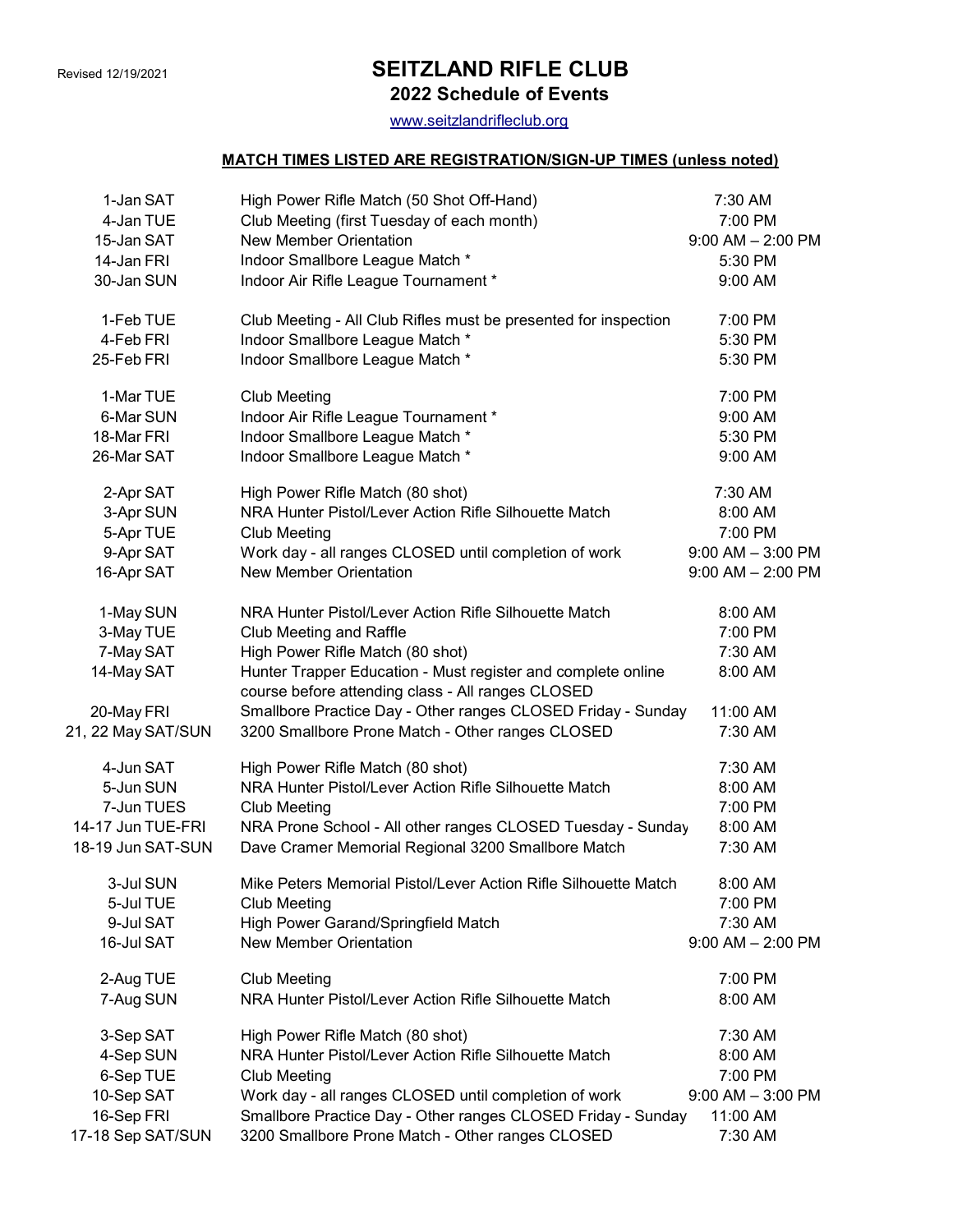Revised 12/19/2021

# SEITZLAND RIFLE CLUB

## 2022 Schedule of Events

www.seitzlandrifleclub.org

**MATCH TIMES LISTED ARE REGISTRATION/SIGN-UP TIMES (unless noted)**

| Date | Event | Time |
|---|---|---|
| 1-Jan SAT | High Power Rifle Match (50 Shot Off-Hand) | 7:30 AM |
| 4-Jan TUE | Club Meeting (first Tuesday of each month) | 7:00 PM |
| 15-Jan SAT | New Member Orientation | 9:00 AM – 2:00 PM |
| 14-Jan FRI | Indoor Smallbore League Match * | 5:30 PM |
| 30-Jan SUN | Indoor Air Rifle League Tournament * | 9:00 AM |
| 1-Feb TUE | Club Meeting - All Club Rifles must be presented for inspection | 7:00 PM |
| 4-Feb FRI | Indoor Smallbore League Match * | 5:30 PM |
| 25-Feb FRI | Indoor Smallbore League Match * | 5:30 PM |
| 1-Mar TUE | Club Meeting | 7:00 PM |
| 6-Mar SUN | Indoor Air Rifle League Tournament * | 9:00 AM |
| 18-Mar FRI | Indoor Smallbore League Match * | 5:30 PM |
| 26-Mar SAT | Indoor Smallbore League Match * | 9:00 AM |
| 2-Apr SAT | High Power Rifle Match (80 shot) | 7:30 AM |
| 3-Apr SUN | NRA Hunter Pistol/Lever Action Rifle Silhouette Match | 8:00 AM |
| 5-Apr TUE | Club Meeting | 7:00 PM |
| 9-Apr SAT | Work day - all ranges CLOSED until completion of work | 9:00 AM – 3:00 PM |
| 16-Apr SAT | New Member Orientation | 9:00 AM – 2:00 PM |
| 1-May SUN | NRA Hunter Pistol/Lever Action Rifle Silhouette Match | 8:00 AM |
| 3-May TUE | Club Meeting and Raffle | 7:00 PM |
| 7-May SAT | High Power Rifle Match (80 shot) | 7:30 AM |
| 14-May SAT | Hunter Trapper Education - Must register and complete online course before attending class - All ranges CLOSED | 8:00 AM |
| 20-May FRI | Smallbore Practice Day - Other ranges CLOSED Friday - Sunday | 11:00 AM |
| 21, 22 May SAT/SUN | 3200 Smallbore Prone Match - Other ranges CLOSED | 7:30 AM |
| 4-Jun SAT | High Power Rifle Match (80 shot) | 7:30 AM |
| 5-Jun SUN | NRA Hunter Pistol/Lever Action Rifle Silhouette Match | 8:00 AM |
| 7-Jun TUES | Club Meeting | 7:00 PM |
| 14-17 Jun TUE-FRI | NRA Prone School - All other ranges CLOSED Tuesday - Sunday | 8:00 AM |
| 18-19 Jun SAT-SUN | Dave Cramer Memorial Regional 3200 Smallbore Match | 7:30 AM |
| 3-Jul SUN | Mike Peters Memorial Pistol/Lever Action Rifle Silhouette Match | 8:00 AM |
| 5-Jul TUE | Club Meeting | 7:00 PM |
| 9-Jul SAT | High Power Garand/Springfield Match | 7:30 AM |
| 16-Jul SAT | New Member Orientation | 9:00 AM – 2:00 PM |
| 2-Aug TUE | Club Meeting | 7:00 PM |
| 7-Aug SUN | NRA Hunter Pistol/Lever Action Rifle Silhouette Match | 8:00 AM |
| 3-Sep SAT | High Power Rifle Match (80 shot) | 7:30 AM |
| 4-Sep SUN | NRA Hunter Pistol/Lever Action Rifle Silhouette Match | 8:00 AM |
| 6-Sep TUE | Club Meeting | 7:00 PM |
| 10-Sep SAT | Work day - all ranges CLOSED until completion of work | 9:00 AM – 3:00 PM |
| 16-Sep FRI | Smallbore Practice Day - Other ranges CLOSED Friday - Sunday | 11:00 AM |
| 17-18 Sep SAT/SUN | 3200 Smallbore Prone Match - Other ranges CLOSED | 7:30 AM |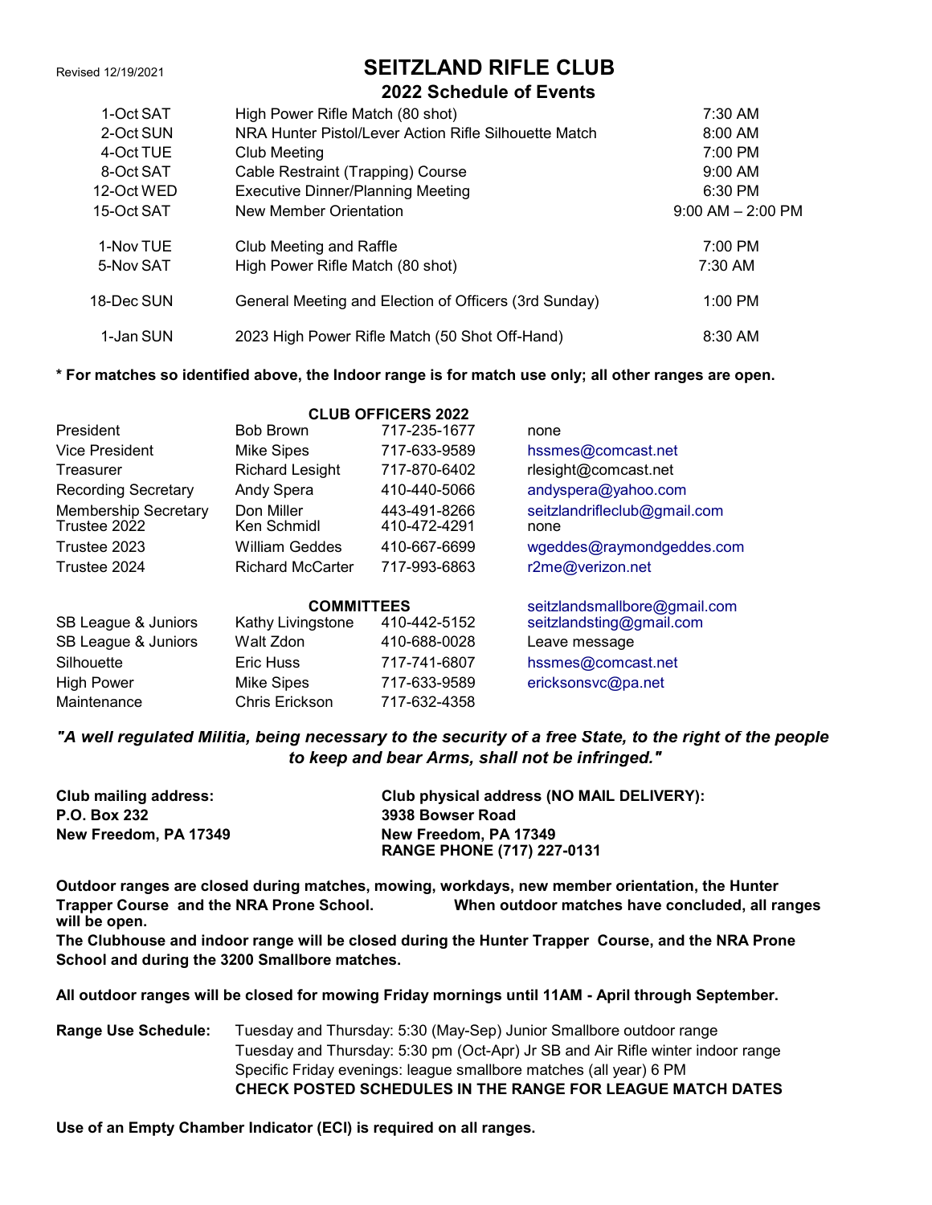Revised 12/19/2021

# SEITZLAND RIFLE CLUB

## 2022 Schedule of Events

| | | |
|---|---|---|
| 1-Oct SAT | High Power Rifle Match (80 shot) | 7:30 AM |
| 2-Oct SUN | NRA Hunter Pistol/Lever Action Rifle Silhouette Match | 8:00 AM |
| 4-Oct TUE | Club Meeting | 7:00 PM |
| 8-Oct SAT | Cable Restraint (Trapping) Course | 9:00 AM |
| 12-Oct WED | Executive Dinner/Planning Meeting | 6:30 PM |
| 15-Oct SAT | New Member Orientation | 9:00 AM – 2:00 PM |
| 1-Nov TUE | Club Meeting and Raffle | 7:00 PM |
| 5-Nov SAT | High Power Rifle Match (80 shot) | 7:30 AM |
| 18-Dec SUN | General Meeting and Election of Officers (3rd Sunday) | 1:00 PM |
| 1-Jan SUN | 2023 High Power Rifle Match (50 Shot Off-Hand) | 8:30 AM |

**\* For matches so identified above, the Indoor range is for match use only; all other ranges are open.**

**CLUB OFFICERS 2022**

| | | | |
|---|---|---|---|
| President | Bob Brown | 717-235-1677 | none |
| Vice President | Mike Sipes | 717-633-9589 | hssmes@comcast.net |
| Treasurer | Richard Lesight | 717-870-6402 | rlesight@comcast.net |
| Recording Secretary | Andy Spera | 410-440-5066 | andyspera@yahoo.com |
| Membership Secretary | Don Miller | 443-491-8266 | seitzlandrifleclub@gmail.com |
| Trustee 2022 | Ken Schmidl | 410-472-4291 | none |
| Trustee 2023 | William Geddes | 410-667-6699 | wgeddes@raymondgeddes.com |
| Trustee 2024 | Richard McCarter | 717-993-6863 | r2me@verizon.net |

**COMMITTEES**

| | | | |
|---|---|---|---|
| SB League & Juniors | Kathy Livingstone | 410-442-5152 | seitzlandsmallbore@gmail.com seitzlandsting@gmail.com |
| SB League & Juniors | Walt Zdon | 410-688-0028 | Leave message |
| Silhouette | Eric Huss | 717-741-6807 | hssmes@comcast.net |
| High Power | Mike Sipes | 717-633-9589 | ericksonsvc@pa.net |
| Maintenance | Chris Erickson | 717-632-4358 | |

***"A well regulated Militia, being necessary to the security of a free State, to the right of the people to keep and bear Arms, shall not be infringed."***

**Club mailing address:**
**P.O. Box 232**
**New Freedom, PA 17349**

**Club physical address (NO MAIL DELIVERY):**
**3938 Bowser Road**
**New Freedom, PA 17349**
**RANGE PHONE (717) 227-0131**

**Outdoor ranges are closed during matches, mowing, workdays, new member orientation, the Hunter Trapper Course and the NRA Prone School. When outdoor matches have concluded, all ranges will be open.**
**The Clubhouse and indoor range will be closed during the Hunter Trapper Course, and the NRA Prone School and during the 3200 Smallbore matches.**

**All outdoor ranges will be closed for mowing Friday mornings until 11AM - April through September.**

**Range Use Schedule:** Tuesday and Thursday: 5:30 (May-Sep) Junior Smallbore outdoor range
Tuesday and Thursday: 5:30 pm (Oct-Apr) Jr SB and Air Rifle winter indoor range
Specific Friday evenings: league smallbore matches (all year) 6 PM
**CHECK POSTED SCHEDULES IN THE RANGE FOR LEAGUE MATCH DATES**

**Use of an Empty Chamber Indicator (ECI) is required on all ranges.**